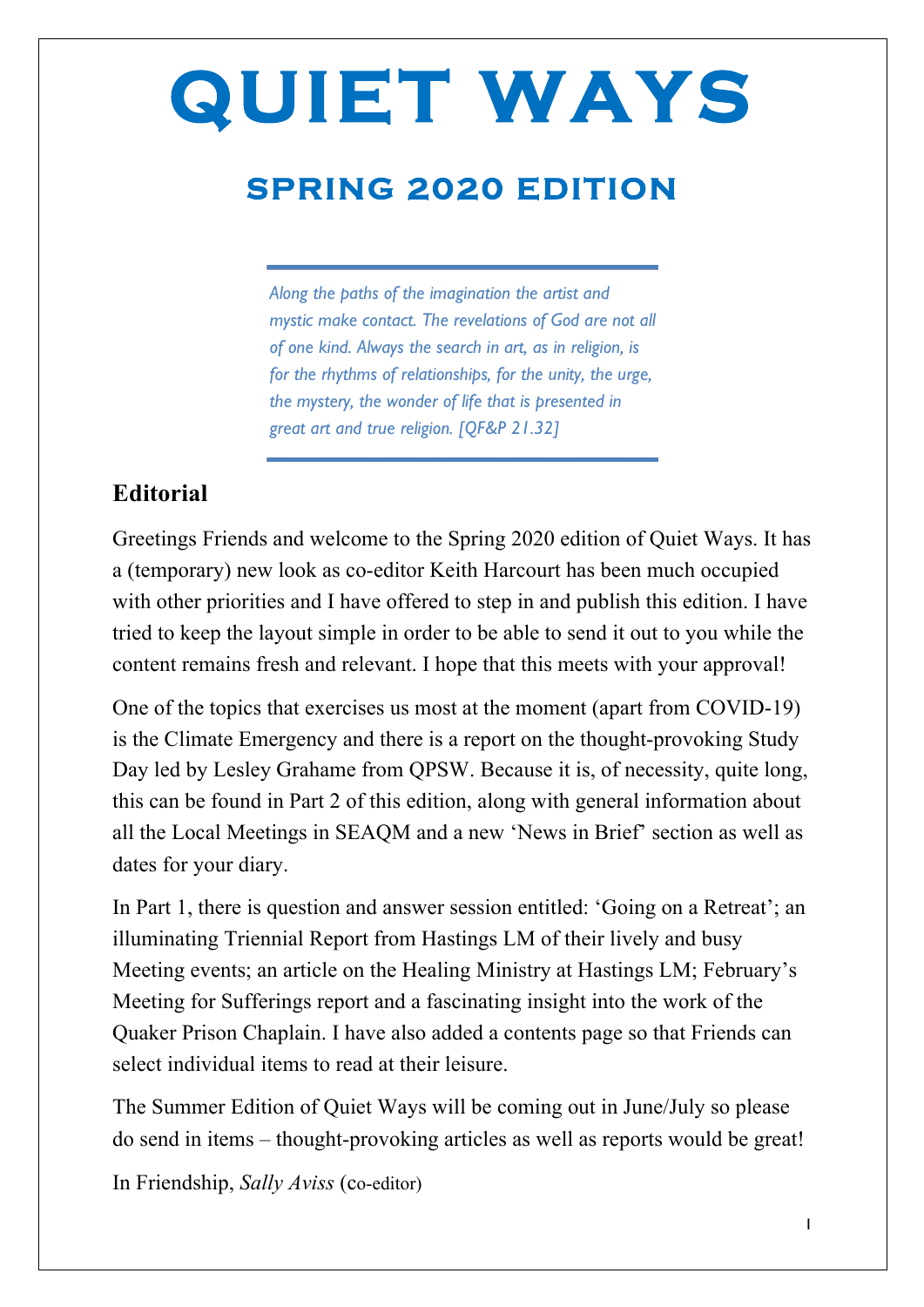# QUIET WAYS

## SPRING 2020 EDITION

> *Along the paths of the imagination the artist and mystic make contact. The revelations of God are not all of one kind. Always the search in art, as in religion, is for the rhythms of relationships, for the unity, the urge, the mystery, the wonder of life that is presented in great art and true religion. [QF&P 21.32]*

### Editorial

Greetings Friends and welcome to the Spring 2020 edition of Quiet Ways. It has a (temporary) new look as co-editor Keith Harcourt has been much occupied with other priorities and I have offered to step in and publish this edition. I have tried to keep the layout simple in order to be able to send it out to you while the content remains fresh and relevant. I hope that this meets with your approval!

One of the topics that exercises us most at the moment (apart from COVID-19) is the Climate Emergency and there is a report on the thought-provoking Study Day led by Lesley Grahame from QPSW. Because it is, of necessity, quite long, this can be found in Part 2 of this edition, along with general information about all the Local Meetings in SEAQM and a new 'News in Brief' section as well as dates for your diary.

In Part 1, there is question and answer session entitled: 'Going on a Retreat'; an illuminating Triennial Report from Hastings LM of their lively and busy Meeting events; an article on the Healing Ministry at Hastings LM; February's Meeting for Sufferings report and a fascinating insight into the work of the Quaker Prison Chaplain. I have also added a contents page so that Friends can select individual items to read at their leisure.

The Summer Edition of Quiet Ways will be coming out in June/July so please do send in items – thought-provoking articles as well as reports would be great!

In Friendship, *Sally Aviss* (co-editor)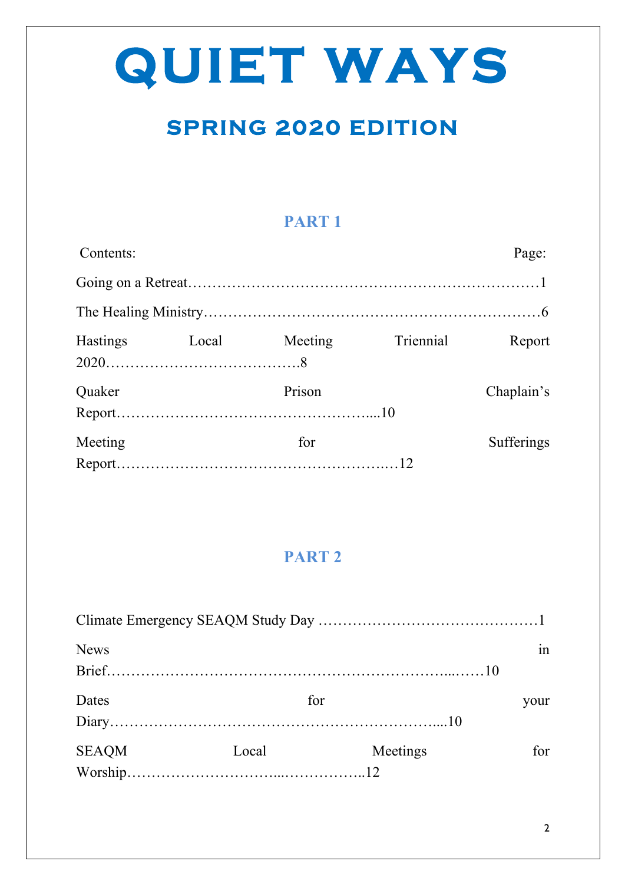# QUIET WAYS

## SPRING 2020 EDITION

### PART 1

| Contents: | Page: |
|---|---|
| Going on a Retreat | 1 |
| The Healing Ministry | 6 |
| Hastings Local Meeting Triennial Report 2020 | 8 |
| Quaker Prison Chaplain's Report | 10 |
| Meeting for Sufferings Report | 12 |

### PART 2

| Contents: | Page: |
|---|---|
| Climate Emergency SEAQM Study Day | 1 |
| News in Brief | 10 |
| Dates for your Diary | 10 |
| SEAQM Local Meetings for Worship | 12 |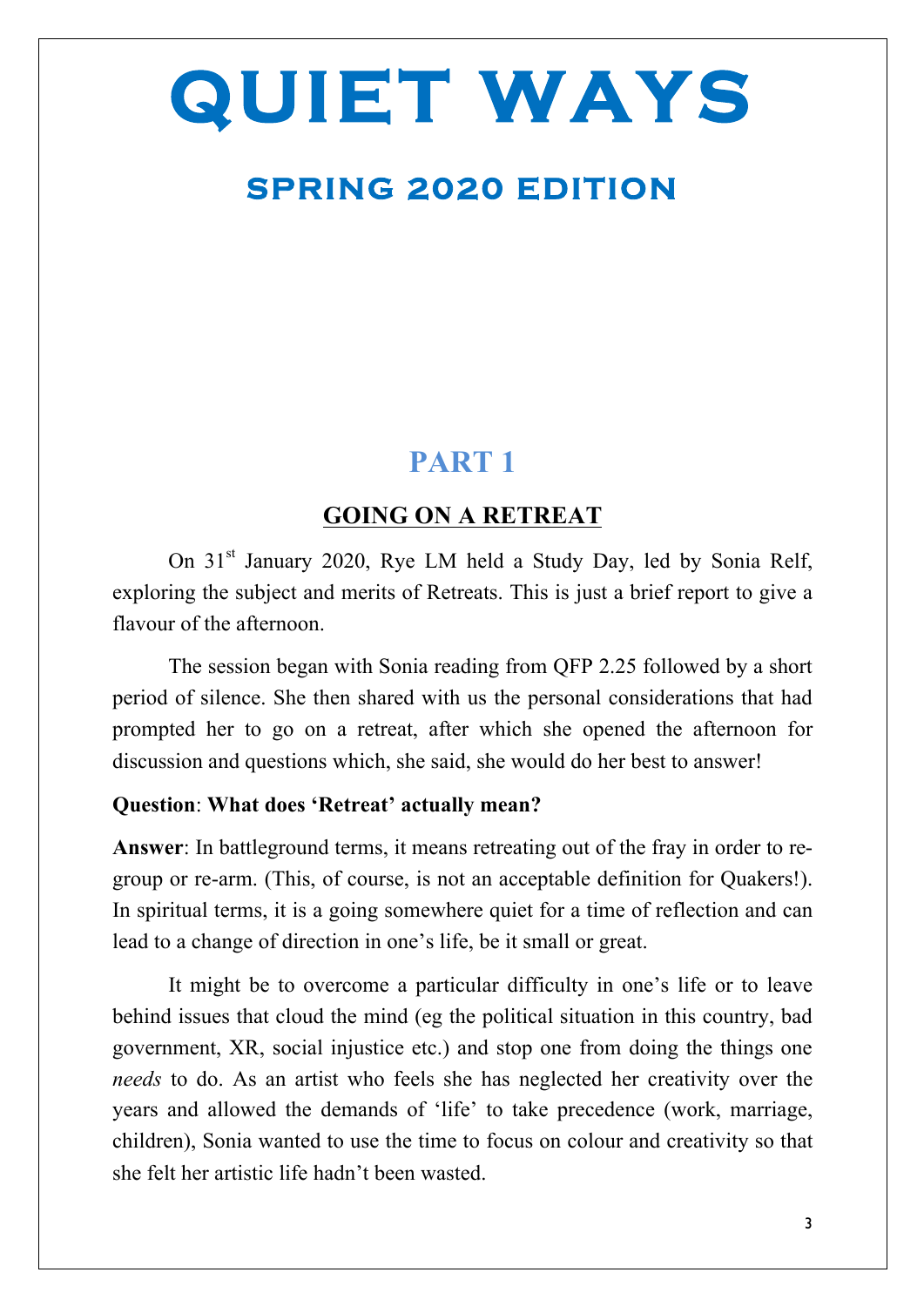# QUIET WAYS

## SPRING 2020 EDITION

## PART 1

### GOING ON A RETREAT

On 31st January 2020, Rye LM held a Study Day, led by Sonia Relf, exploring the subject and merits of Retreats. This is just a brief report to give a flavour of the afternoon.

The session began with Sonia reading from QFP 2.25 followed by a short period of silence. She then shared with us the personal considerations that had prompted her to go on a retreat, after which she opened the afternoon for discussion and questions which, she said, she would do her best to answer!

**Question**: **What does 'Retreat' actually mean?**

**Answer**: In battleground terms, it means retreating out of the fray in order to re-group or re-arm. (This, of course, is not an acceptable definition for Quakers!). In spiritual terms, it is a going somewhere quiet for a time of reflection and can lead to a change of direction in one's life, be it small or great.

It might be to overcome a particular difficulty in one's life or to leave behind issues that cloud the mind (eg the political situation in this country, bad government, XR, social injustice etc.) and stop one from doing the things one *needs* to do. As an artist who feels she has neglected her creativity over the years and allowed the demands of 'life' to take precedence (work, marriage, children), Sonia wanted to use the time to focus on colour and creativity so that she felt her artistic life hadn't been wasted.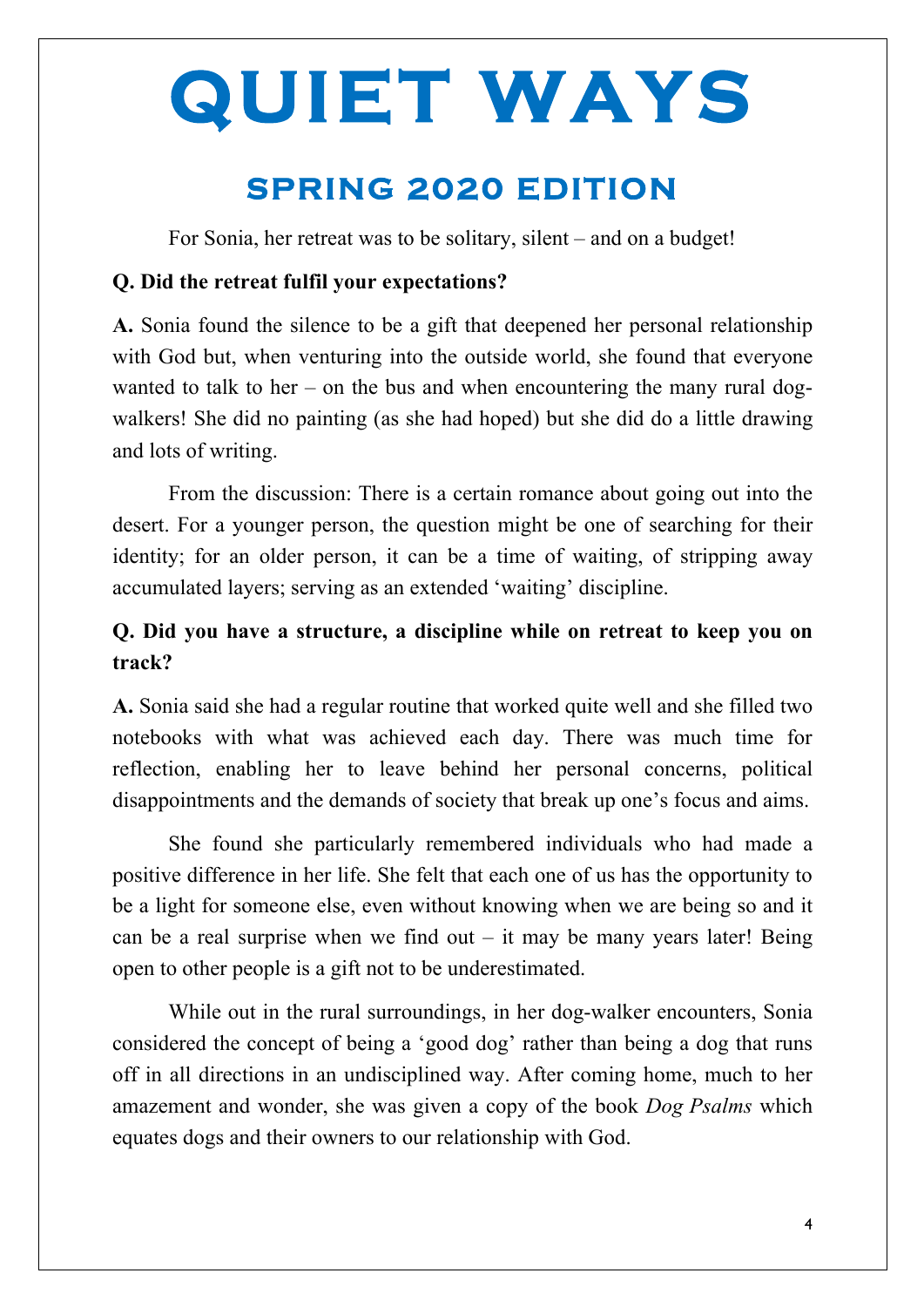# QUIET WAYS

## SPRING 2020 EDITION

For Sonia, her retreat was to be solitary, silent – and on a budget!

**Q. Did the retreat fulfil your expectations?**

**A.** Sonia found the silence to be a gift that deepened her personal relationship with God but, when venturing into the outside world, she found that everyone wanted to talk to her – on the bus and when encountering the many rural dog-walkers! She did no painting (as she had hoped) but she did do a little drawing and lots of writing.

From the discussion: There is a certain romance about going out into the desert. For a younger person, the question might be one of searching for their identity; for an older person, it can be a time of waiting, of stripping away accumulated layers; serving as an extended 'waiting' discipline.

**Q. Did you have a structure, a discipline while on retreat to keep you on track?**

**A.** Sonia said she had a regular routine that worked quite well and she filled two notebooks with what was achieved each day. There was much time for reflection, enabling her to leave behind her personal concerns, political disappointments and the demands of society that break up one's focus and aims.

She found she particularly remembered individuals who had made a positive difference in her life. She felt that each one of us has the opportunity to be a light for someone else, even without knowing when we are being so and it can be a real surprise when we find out – it may be many years later! Being open to other people is a gift not to be underestimated.

While out in the rural surroundings, in her dog-walker encounters, Sonia considered the concept of being a 'good dog' rather than being a dog that runs off in all directions in an undisciplined way. After coming home, much to her amazement and wonder, she was given a copy of the book *Dog Psalms* which equates dogs and their owners to our relationship with God.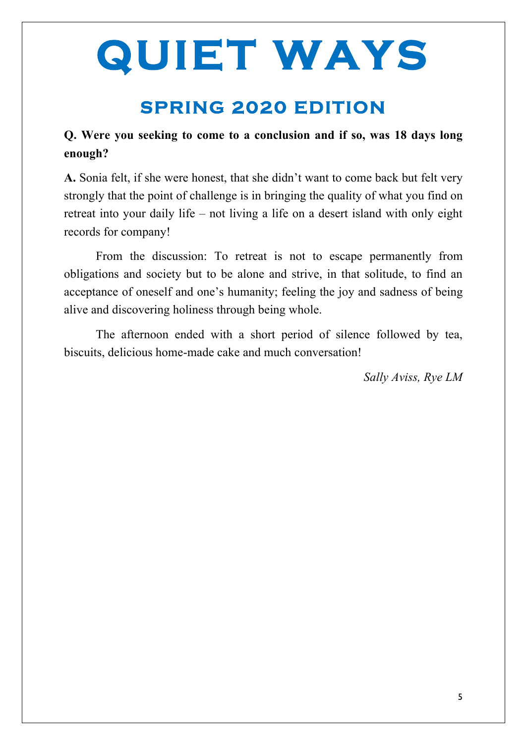**Q. Were you seeking to come to a conclusion and if so, was 18 days long enough?**

**A.** Sonia felt, if she were honest, that she didn't want to come back but felt very strongly that the point of challenge is in bringing the quality of what you find on retreat into your daily life – not living a life on a desert island with only eight records for company!

From the discussion: To retreat is not to escape permanently from obligations and society but to be alone and strive, in that solitude, to find an acceptance of oneself and one's humanity; feeling the joy and sadness of being alive and discovering holiness through being whole.

The afternoon ended with a short period of silence followed by tea, biscuits, delicious home-made cake and much conversation!

*Sally Aviss, Rye LM*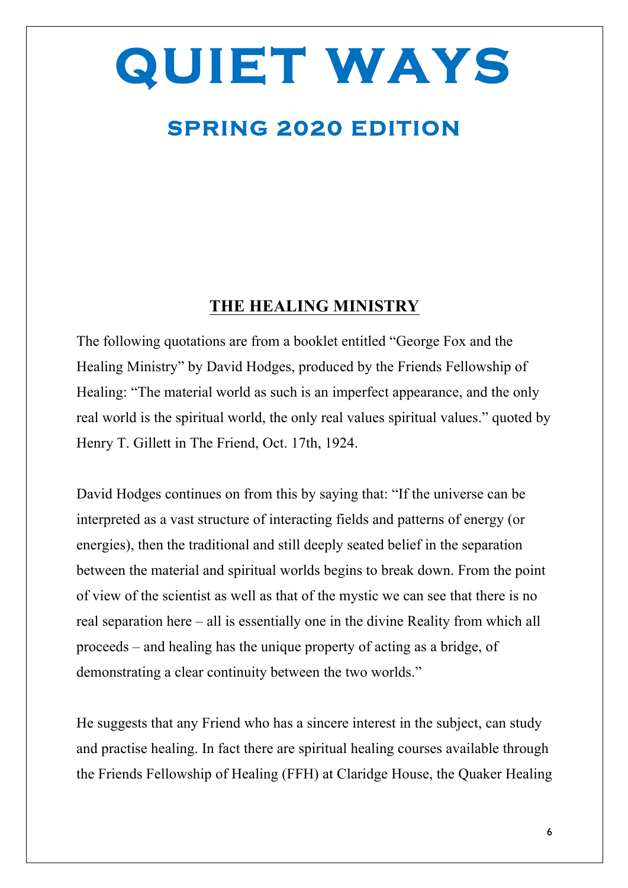# QUIET WAYS

## SPRING 2020 EDITION

### THE HEALING MINISTRY

The following quotations are from a booklet entitled "George Fox and the Healing Ministry" by David Hodges, produced by the Friends Fellowship of Healing: "The material world as such is an imperfect appearance, and the only real world is the spiritual world, the only real values spiritual values." quoted by Henry T. Gillett in The Friend, Oct. 17th, 1924.

David Hodges continues on from this by saying that: "If the universe can be interpreted as a vast structure of interacting fields and patterns of energy (or energies), then the traditional and still deeply seated belief in the separation between the material and spiritual worlds begins to break down. From the point of view of the scientist as well as that of the mystic we can see that there is no real separation here – all is essentially one in the divine Reality from which all proceeds – and healing has the unique property of acting as a bridge, of demonstrating a clear continuity between the two worlds."

He suggests that any Friend who has a sincere interest in the subject, can study and practise healing. In fact there are spiritual healing courses available through the Friends Fellowship of Healing (FFH) at Claridge House, the Quaker Healing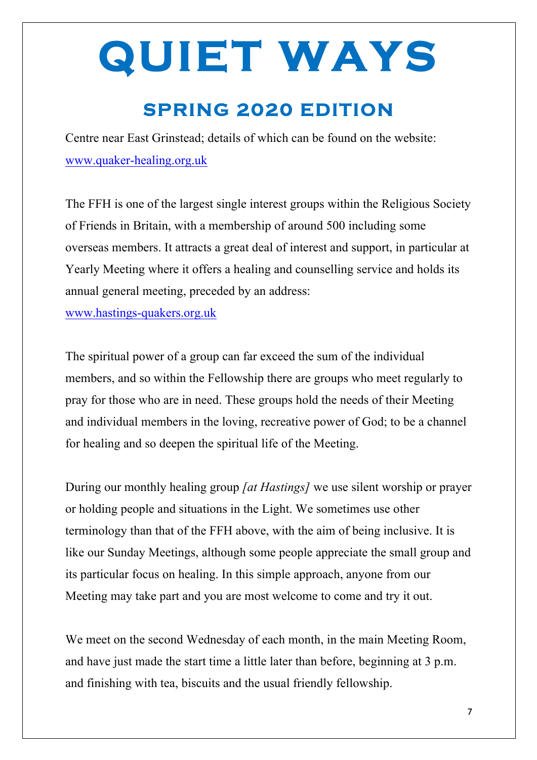# QUIET WAYS

## SPRING 2020 EDITION

Centre near East Grinstead; details of which can be found on the website: www.quaker-healing.org.uk

The FFH is one of the largest single interest groups within the Religious Society of Friends in Britain, with a membership of around 500 including some overseas members. It attracts a great deal of interest and support, in particular at Yearly Meeting where it offers a healing and counselling service and holds its annual general meeting, preceded by an address: www.hastings-quakers.org.uk

The spiritual power of a group can far exceed the sum of the individual members, and so within the Fellowship there are groups who meet regularly to pray for those who are in need. These groups hold the needs of their Meeting and individual members in the loving, recreative power of God; to be a channel for healing and so deepen the spiritual life of the Meeting.

During our monthly healing group *[at Hastings]* we use silent worship or prayer or holding people and situations in the Light. We sometimes use other terminology than that of the FFH above, with the aim of being inclusive. It is like our Sunday Meetings, although some people appreciate the small group and its particular focus on healing. In this simple approach, anyone from our Meeting may take part and you are most welcome to come and try it out.

We meet on the second Wednesday of each month, in the main Meeting Room, and have just made the start time a little later than before, beginning at 3 p.m. and finishing with tea, biscuits and the usual friendly fellowship.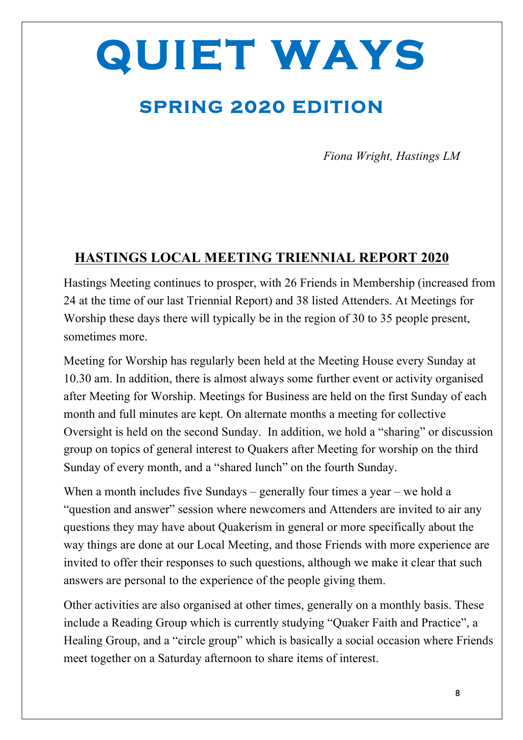# QUIET WAYS

## SPRING 2020 EDITION

*Fiona Wright, Hastings LM*

## HASTINGS LOCAL MEETING TRIENNIAL REPORT 2020

Hastings Meeting continues to prosper, with 26 Friends in Membership (increased from 24 at the time of our last Triennial Report) and 38 listed Attenders. At Meetings for Worship these days there will typically be in the region of 30 to 35 people present, sometimes more.

Meeting for Worship has regularly been held at the Meeting House every Sunday at 10.30 am. In addition, there is almost always some further event or activity organised after Meeting for Worship. Meetings for Business are held on the first Sunday of each month and full minutes are kept. On alternate months a meeting for collective Oversight is held on the second Sunday. In addition, we hold a "sharing" or discussion group on topics of general interest to Quakers after Meeting for worship on the third Sunday of every month, and a "shared lunch" on the fourth Sunday.

When a month includes five Sundays – generally four times a year – we hold a "question and answer" session where newcomers and Attenders are invited to air any questions they may have about Quakerism in general or more specifically about the way things are done at our Local Meeting, and those Friends with more experience are invited to offer their responses to such questions, although we make it clear that such answers are personal to the experience of the people giving them.

Other activities are also organised at other times, generally on a monthly basis. These include a Reading Group which is currently studying "Quaker Faith and Practice", a Healing Group, and a "circle group" which is basically a social occasion where Friends meet together on a Saturday afternoon to share items of interest.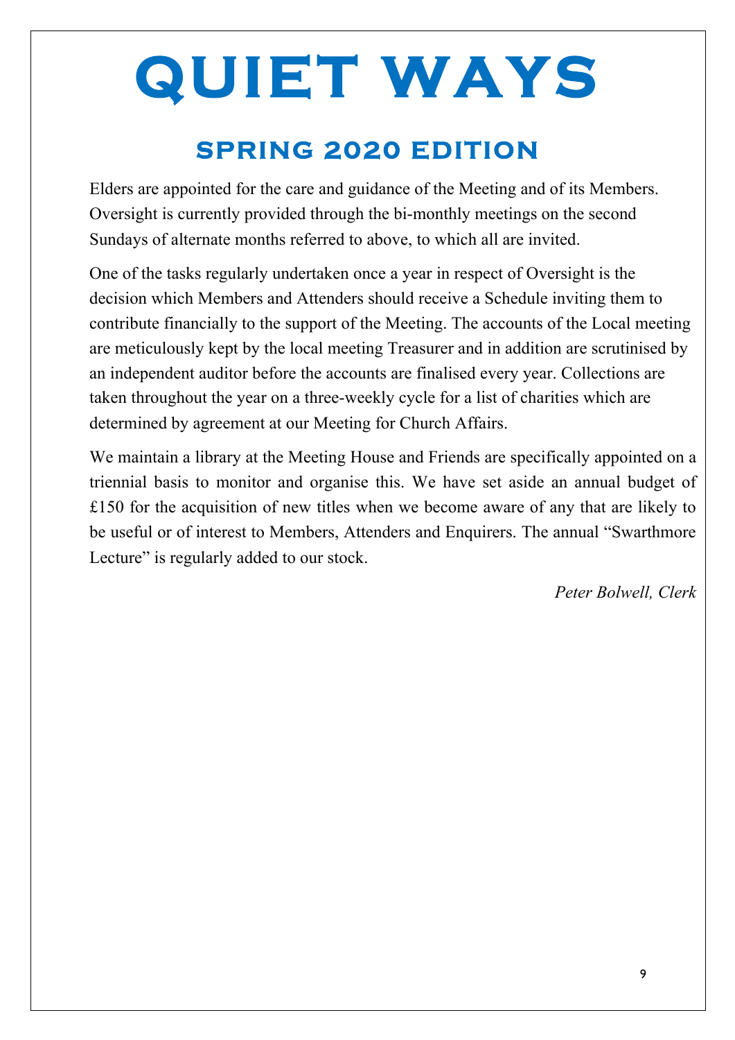# QUIET WAYS

## SPRING 2020 EDITION

Elders are appointed for the care and guidance of the Meeting and of its Members. Oversight is currently provided through the bi-monthly meetings on the second Sundays of alternate months referred to above, to which all are invited.

One of the tasks regularly undertaken once a year in respect of Oversight is the decision which Members and Attenders should receive a Schedule inviting them to contribute financially to the support of the Meeting. The accounts of the Local meeting are meticulously kept by the local meeting Treasurer and in addition are scrutinised by an independent auditor before the accounts are finalised every year. Collections are taken throughout the year on a three-weekly cycle for a list of charities which are determined by agreement at our Meeting for Church Affairs.

We maintain a library at the Meeting House and Friends are specifically appointed on a triennial basis to monitor and organise this. We have set aside an annual budget of £150 for the acquisition of new titles when we become aware of any that are likely to be useful or of interest to Members, Attenders and Enquirers. The annual "Swarthmore Lecture" is regularly added to our stock.

*Peter Bolwell, Clerk*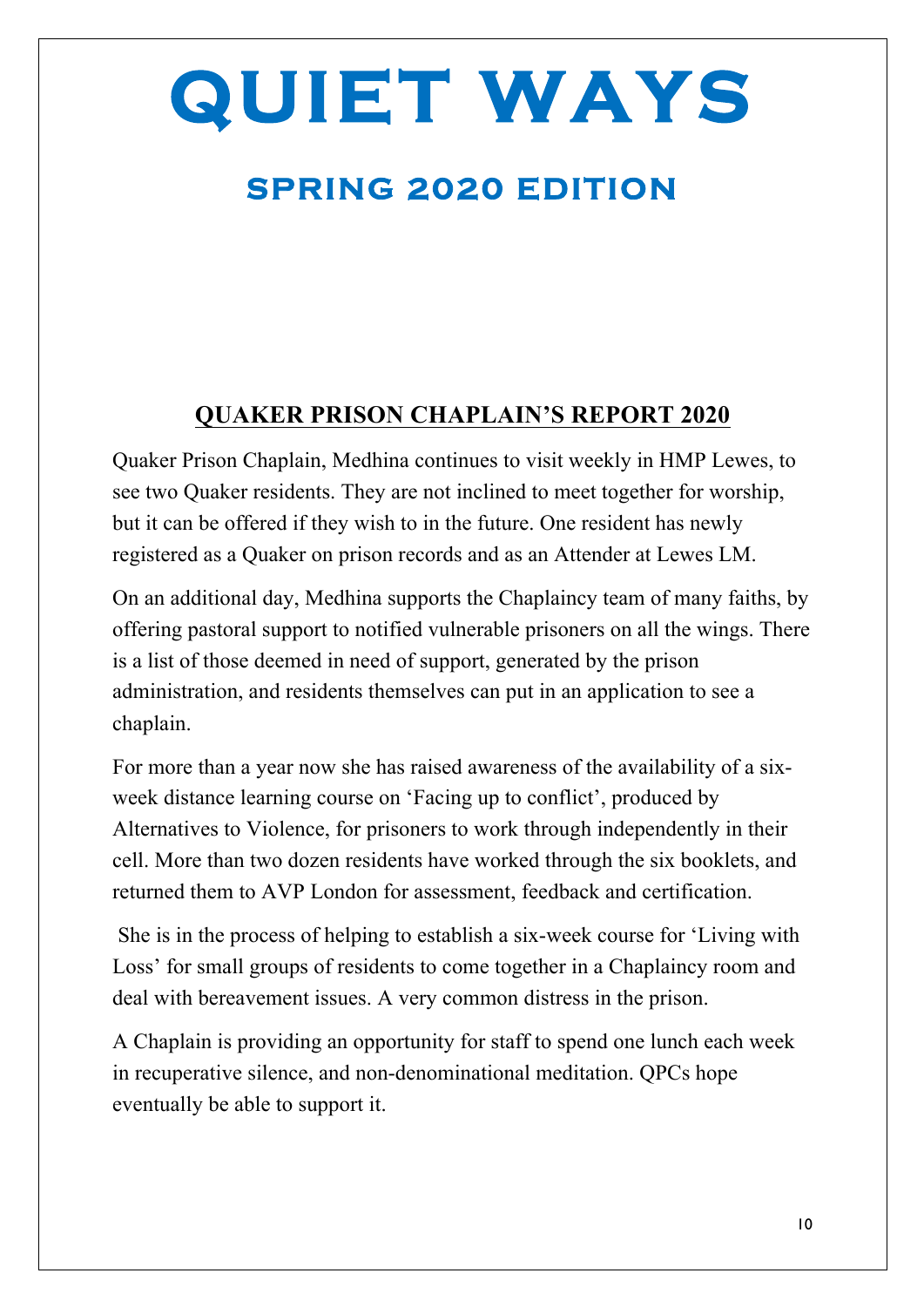# QUIET WAYS

## SPRING 2020 EDITION

## QUAKER PRISON CHAPLAIN'S REPORT 2020

Quaker Prison Chaplain, Medhina continues to visit weekly in HMP Lewes, to see two Quaker residents. They are not inclined to meet together for worship, but it can be offered if they wish to in the future. One resident has newly registered as a Quaker on prison records and as an Attender at Lewes LM.

On an additional day, Medhina supports the Chaplaincy team of many faiths, by offering pastoral support to notified vulnerable prisoners on all the wings. There is a list of those deemed in need of support, generated by the prison administration, and residents themselves can put in an application to see a chaplain.

For more than a year now she has raised awareness of the availability of a six-week distance learning course on 'Facing up to conflict', produced by Alternatives to Violence, for prisoners to work through independently in their cell. More than two dozen residents have worked through the six booklets, and returned them to AVP London for assessment, feedback and certification.

She is in the process of helping to establish a six-week course for 'Living with Loss' for small groups of residents to come together in a Chaplaincy room and deal with bereavement issues. A very common distress in the prison.

A Chaplain is providing an opportunity for staff to spend one lunch each week in recuperative silence, and non-denominational meditation. QPCs hope eventually be able to support it.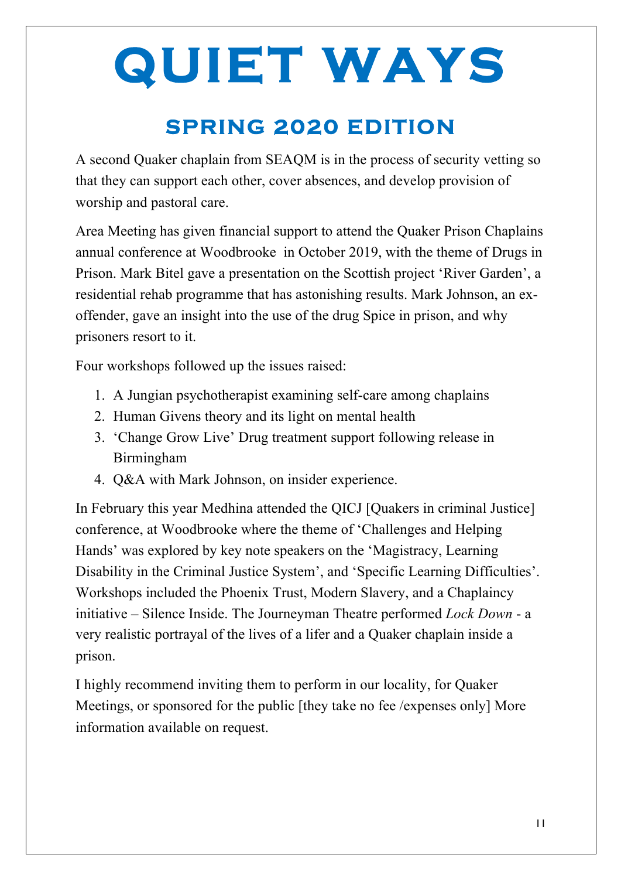# QUIET WAYS

## SPRING 2020 EDITION

A second Quaker chaplain from SEAQM is in the process of security vetting so that they can support each other, cover absences, and develop provision of worship and pastoral care.

Area Meeting has given financial support to attend the Quaker Prison Chaplains annual conference at Woodbrooke in October 2019, with the theme of Drugs in Prison. Mark Bitel gave a presentation on the Scottish project 'River Garden', a residential rehab programme that has astonishing results. Mark Johnson, an ex-offender, gave an insight into the use of the drug Spice in prison, and why prisoners resort to it.

Four workshops followed up the issues raised:

1. A Jungian psychotherapist examining self-care among chaplains
2. Human Givens theory and its light on mental health
3. 'Change Grow Live' Drug treatment support following release in Birmingham
4. Q&A with Mark Johnson, on insider experience.

In February this year Medhina attended the QICJ [Quakers in criminal Justice] conference, at Woodbrooke where the theme of 'Challenges and Helping Hands' was explored by key note speakers on the 'Magistracy, Learning Disability in the Criminal Justice System', and 'Specific Learning Difficulties'. Workshops included the Phoenix Trust, Modern Slavery, and a Chaplaincy initiative – Silence Inside. The Journeyman Theatre performed *Lock Down* - a very realistic portrayal of the lives of a lifer and a Quaker chaplain inside a prison.

I highly recommend inviting them to perform in our locality, for Quaker Meetings, or sponsored for the public [they take no fee /expenses only] More information available on request.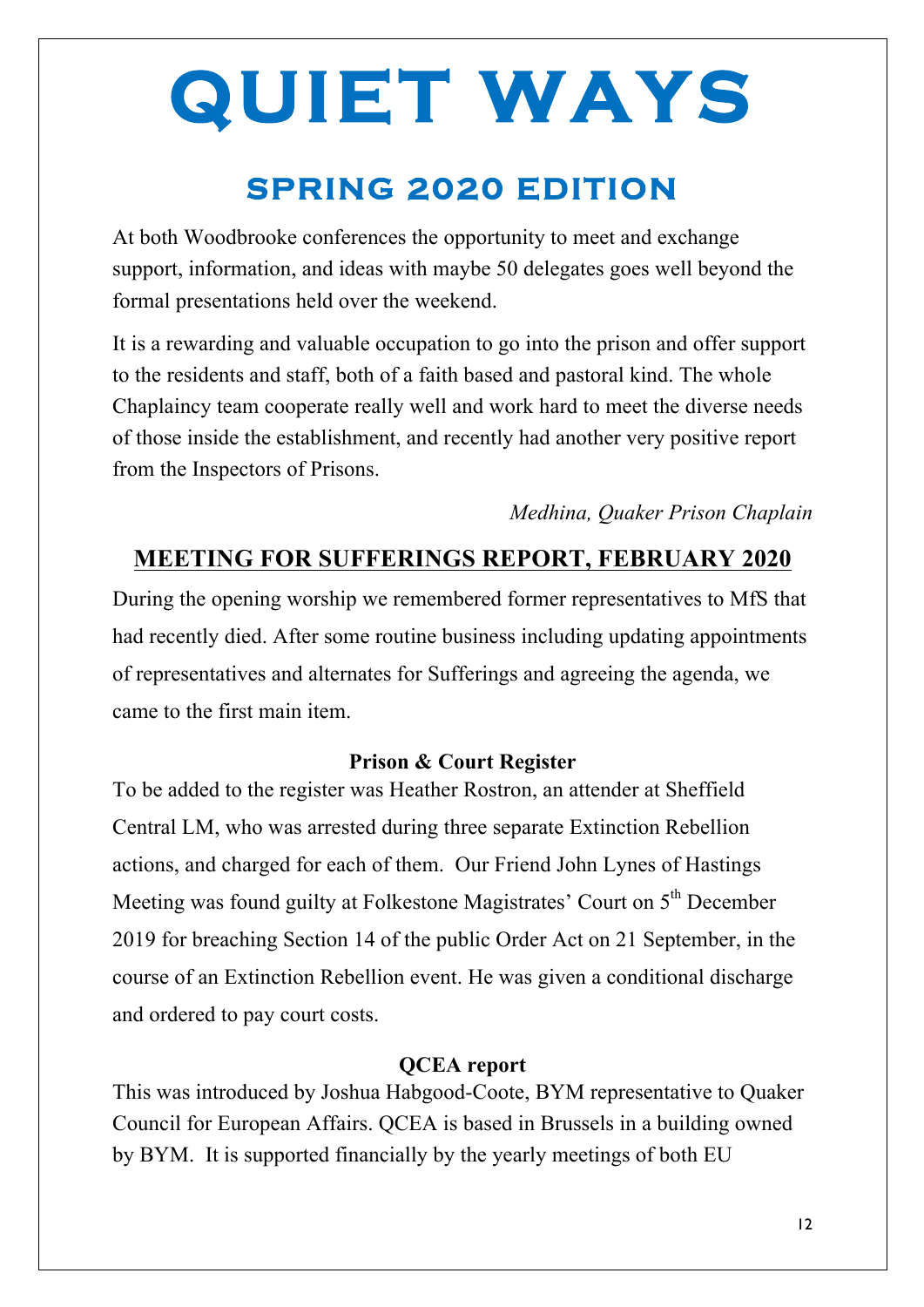# QUIET WAYS

## SPRING 2020 EDITION

At both Woodbrooke conferences the opportunity to meet and exchange support, information, and ideas with maybe 50 delegates goes well beyond the formal presentations held over the weekend.

It is a rewarding and valuable occupation to go into the prison and offer support to the residents and staff, both of a faith based and pastoral kind. The whole Chaplaincy team cooperate really well and work hard to meet the diverse needs of those inside the establishment, and recently had another very positive report from the Inspectors of Prisons.

*Medhina, Quaker Prison Chaplain*

## MEETING FOR SUFFERINGS REPORT, FEBRUARY 2020

During the opening worship we remembered former representatives to MfS that had recently died. After some routine business including updating appointments of representatives and alternates for Sufferings and agreeing the agenda, we came to the first main item.

### Prison & Court Register

To be added to the register was Heather Rostron, an attender at Sheffield Central LM, who was arrested during three separate Extinction Rebellion actions, and charged for each of them. Our Friend John Lynes of Hastings Meeting was found guilty at Folkestone Magistrates' Court on 5th December 2019 for breaching Section 14 of the public Order Act on 21 September, in the course of an Extinction Rebellion event. He was given a conditional discharge and ordered to pay court costs.

### QCEA report

This was introduced by Joshua Habgood-Coote, BYM representative to Quaker Council for European Affairs. QCEA is based in Brussels in a building owned by BYM. It is supported financially by the yearly meetings of both EU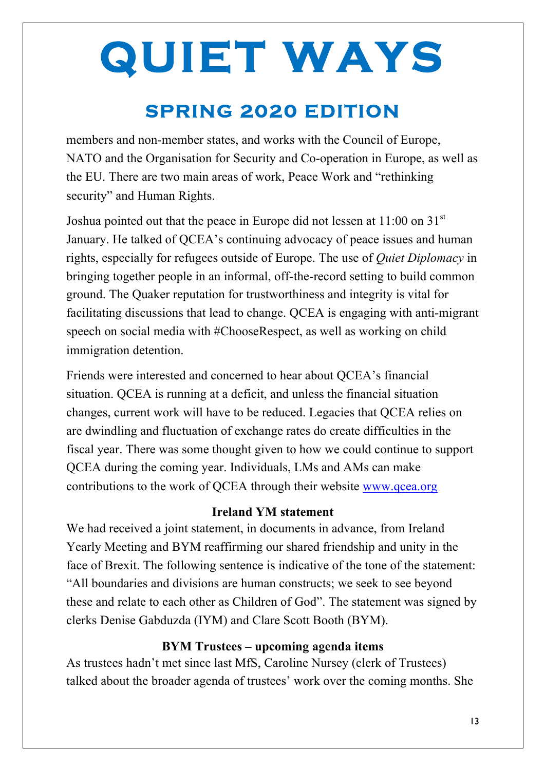members and non-member states, and works with the Council of Europe, NATO and the Organisation for Security and Co-operation in Europe, as well as the EU. There are two main areas of work, Peace Work and "rethinking security" and Human Rights.

Joshua pointed out that the peace in Europe did not lessen at 11:00 on 31st January. He talked of QCEA's continuing advocacy of peace issues and human rights, especially for refugees outside of Europe. The use of *Quiet Diplomacy* in bringing together people in an informal, off-the-record setting to build common ground. The Quaker reputation for trustworthiness and integrity is vital for facilitating discussions that lead to change. QCEA is engaging with anti-migrant speech on social media with #ChooseRespect, as well as working on child immigration detention.

Friends were interested and concerned to hear about QCEA's financial situation. QCEA is running at a deficit, and unless the financial situation changes, current work will have to be reduced. Legacies that QCEA relies on are dwindling and fluctuation of exchange rates do create difficulties in the fiscal year. There was some thought given to how we could continue to support QCEA during the coming year. Individuals, LMs and AMs can make contributions to the work of QCEA through their website [www.qcea.org](http://www.qcea.org)

### Ireland YM statement

We had received a joint statement, in documents in advance, from Ireland Yearly Meeting and BYM reaffirming our shared friendship and unity in the face of Brexit. The following sentence is indicative of the tone of the statement: "All boundaries and divisions are human constructs; we seek to see beyond these and relate to each other as Children of God". The statement was signed by clerks Denise Gabduzda (IYM) and Clare Scott Booth (BYM).

### BYM Trustees – upcoming agenda items

As trustees hadn't met since last MfS, Caroline Nursey (clerk of Trustees) talked about the broader agenda of trustees' work over the coming months. She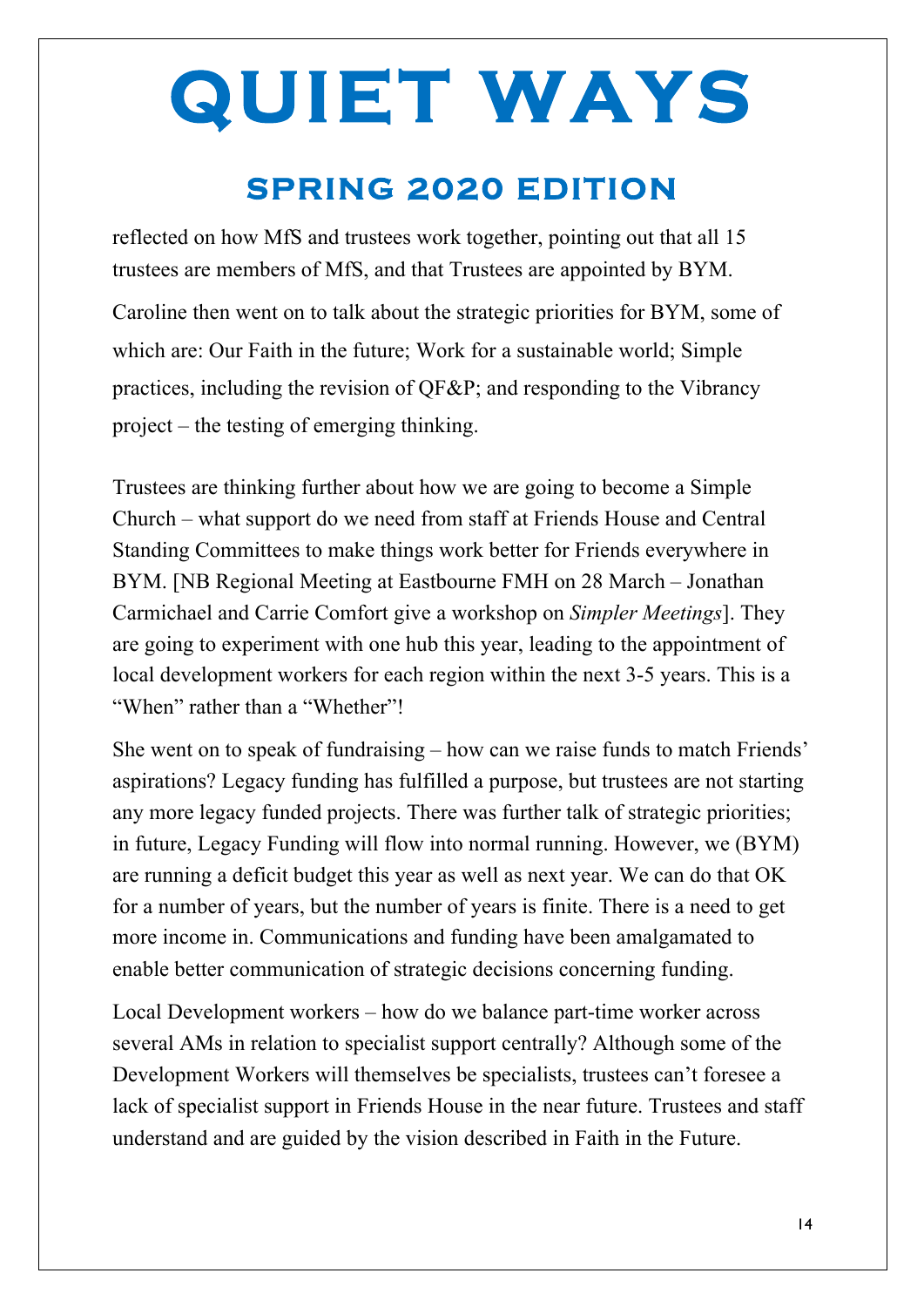reflected on how MfS and trustees work together, pointing out that all 15 trustees are members of MfS, and that Trustees are appointed by BYM.

Caroline then went on to talk about the strategic priorities for BYM, some of which are: Our Faith in the future; Work for a sustainable world; Simple practices, including the revision of QF&P; and responding to the Vibrancy project – the testing of emerging thinking.

Trustees are thinking further about how we are going to become a Simple Church – what support do we need from staff at Friends House and Central Standing Committees to make things work better for Friends everywhere in BYM. [NB Regional Meeting at Eastbourne FMH on 28 March – Jonathan Carmichael and Carrie Comfort give a workshop on *Simpler Meetings*]. They are going to experiment with one hub this year, leading to the appointment of local development workers for each region within the next 3-5 years. This is a "When" rather than a "Whether"!

She went on to speak of fundraising – how can we raise funds to match Friends' aspirations? Legacy funding has fulfilled a purpose, but trustees are not starting any more legacy funded projects. There was further talk of strategic priorities; in future, Legacy Funding will flow into normal running. However, we (BYM) are running a deficit budget this year as well as next year. We can do that OK for a number of years, but the number of years is finite. There is a need to get more income in. Communications and funding have been amalgamated to enable better communication of strategic decisions concerning funding.

Local Development workers – how do we balance part-time worker across several AMs in relation to specialist support centrally? Although some of the Development Workers will themselves be specialists, trustees can't foresee a lack of specialist support in Friends House in the near future. Trustees and staff understand and are guided by the vision described in Faith in the Future.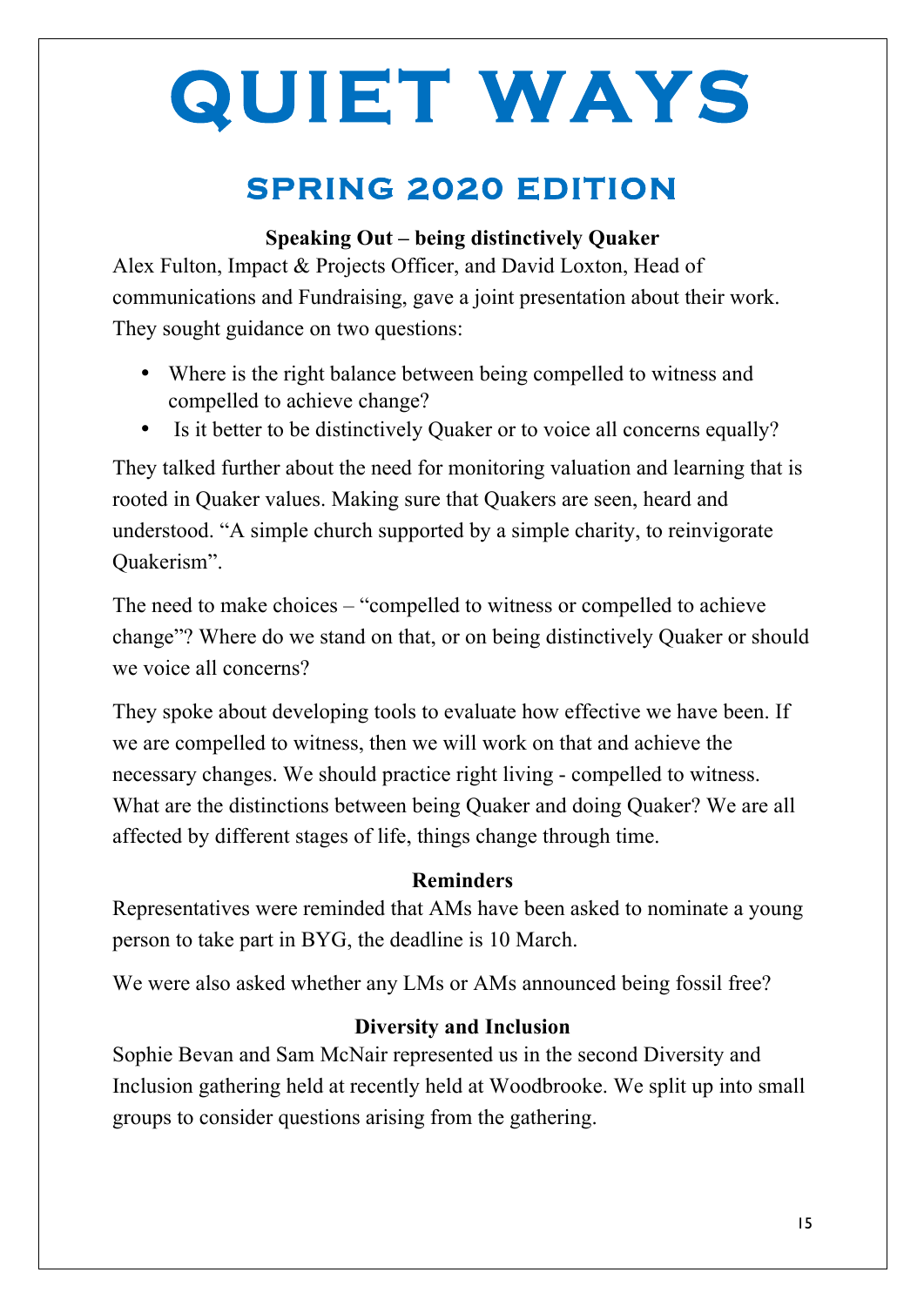# QUIET WAYS

## SPRING 2020 EDITION

### Speaking Out – being distinctively Quaker

Alex Fulton, Impact & Projects Officer, and David Loxton, Head of communications and Fundraising, gave a joint presentation about their work. They sought guidance on two questions:

- Where is the right balance between being compelled to witness and compelled to achieve change?
- Is it better to be distinctively Quaker or to voice all concerns equally?

They talked further about the need for monitoring valuation and learning that is rooted in Quaker values. Making sure that Quakers are seen, heard and understood. "A simple church supported by a simple charity, to reinvigorate Quakerism".

The need to make choices – "compelled to witness or compelled to achieve change"? Where do we stand on that, or on being distinctively Quaker or should we voice all concerns?

They spoke about developing tools to evaluate how effective we have been. If we are compelled to witness, then we will work on that and achieve the necessary changes. We should practice right living - compelled to witness. What are the distinctions between being Quaker and doing Quaker? We are all affected by different stages of life, things change through time.

### Reminders

Representatives were reminded that AMs have been asked to nominate a young person to take part in BYG, the deadline is 10 March.

We were also asked whether any LMs or AMs announced being fossil free?

### Diversity and Inclusion

Sophie Bevan and Sam McNair represented us in the second Diversity and Inclusion gathering held at recently held at Woodbrooke. We split up into small groups to consider questions arising from the gathering.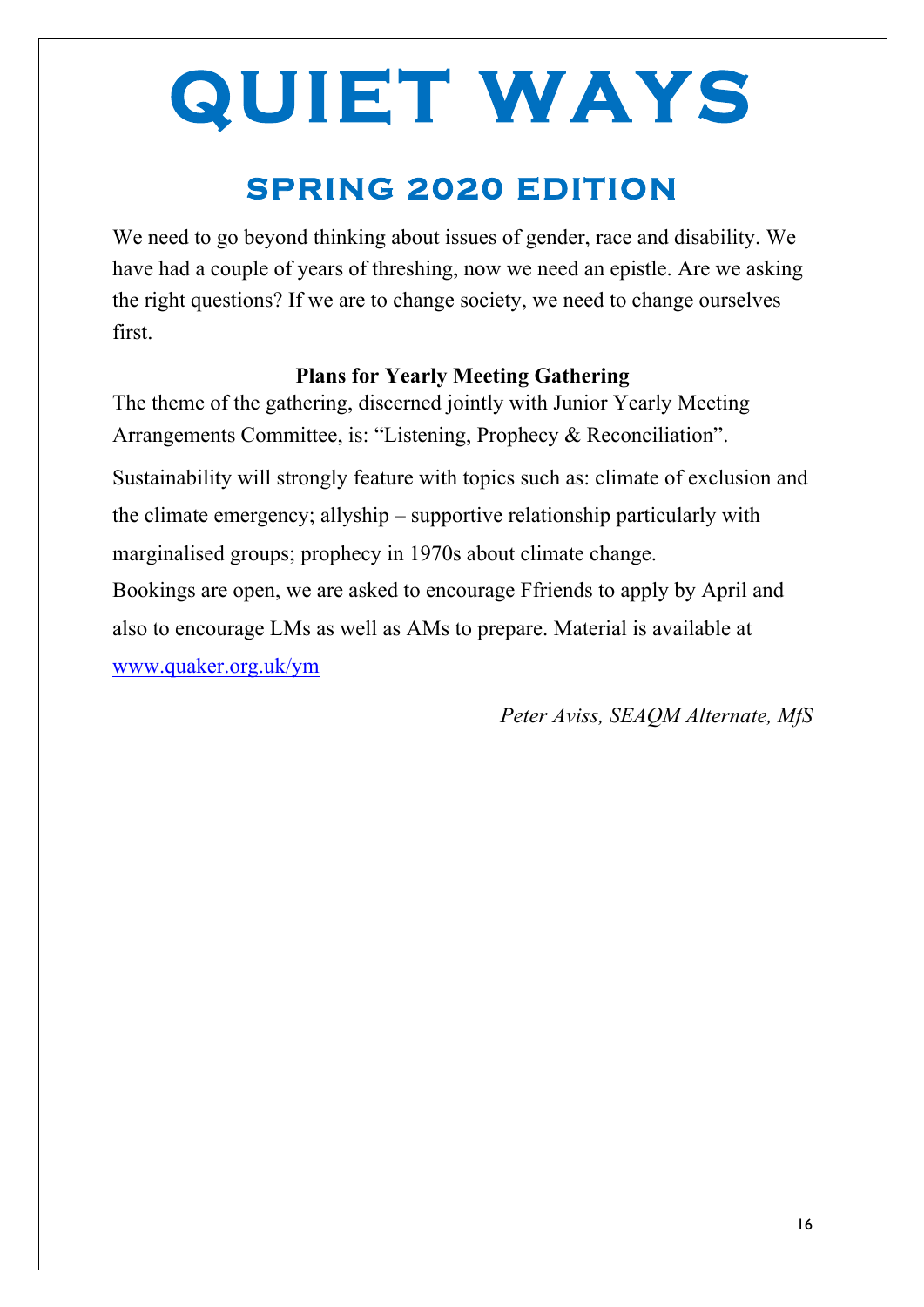# QUIET WAYS

## SPRING 2020 EDITION

We need to go beyond thinking about issues of gender, race and disability. We have had a couple of years of threshing, now we need an epistle. Are we asking the right questions? If we are to change society, we need to change ourselves first.

**Plans for Yearly Meeting Gathering**

The theme of the gathering, discerned jointly with Junior Yearly Meeting Arrangements Committee, is: "Listening, Prophecy & Reconciliation".

Sustainability will strongly feature with topics such as: climate of exclusion and the climate emergency; allyship – supportive relationship particularly with marginalised groups; prophecy in 1970s about climate change.

Bookings are open, we are asked to encourage Ffriends to apply by April and also to encourage LMs as well as AMs to prepare. Material is available at www.quaker.org.uk/ym

*Peter Aviss, SEAQM Alternate, MfS*